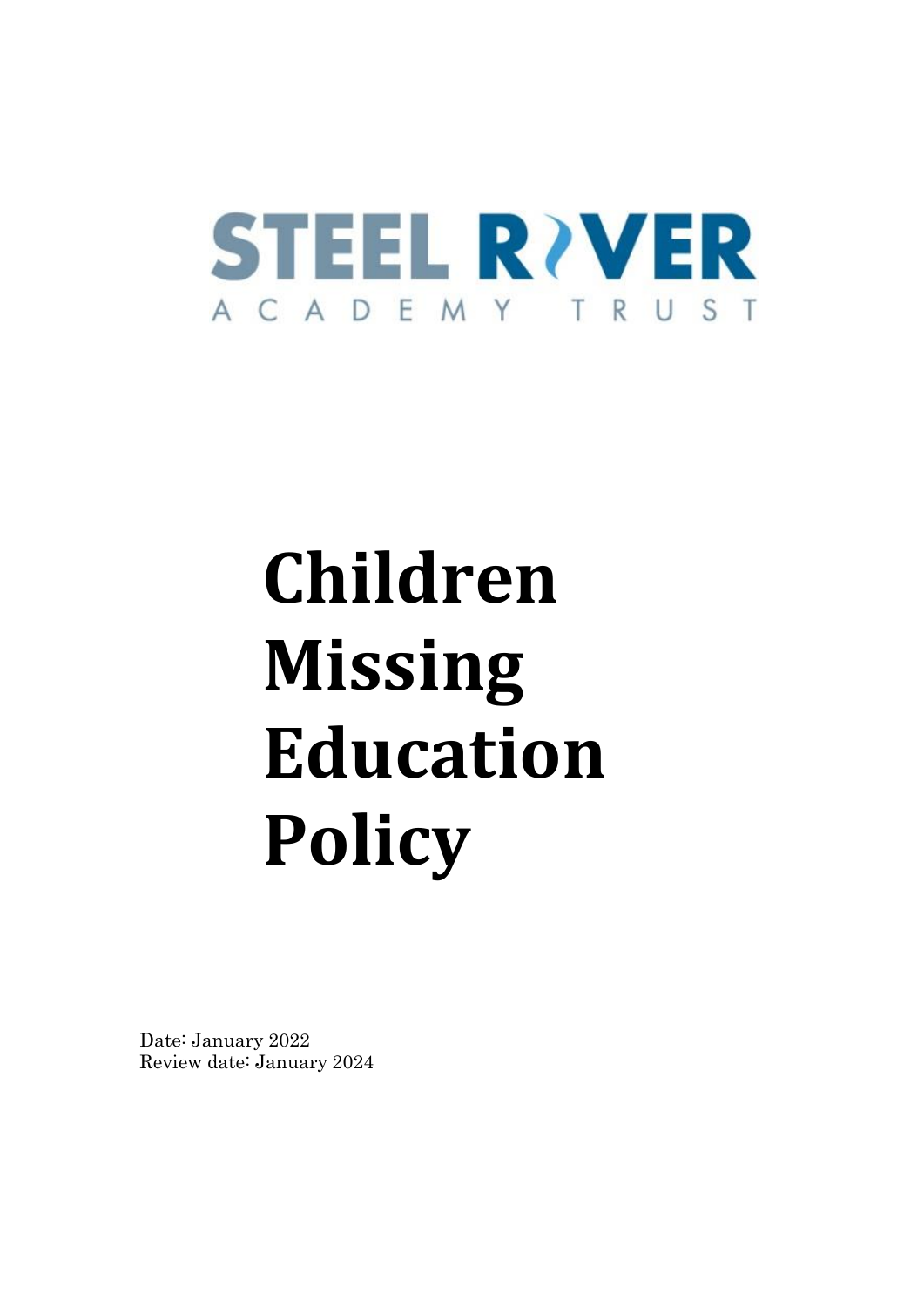STEEL RIVER

ACADEMY TRUST

# Children Missing Education Policy

Date: January 2022
Review date: January 2024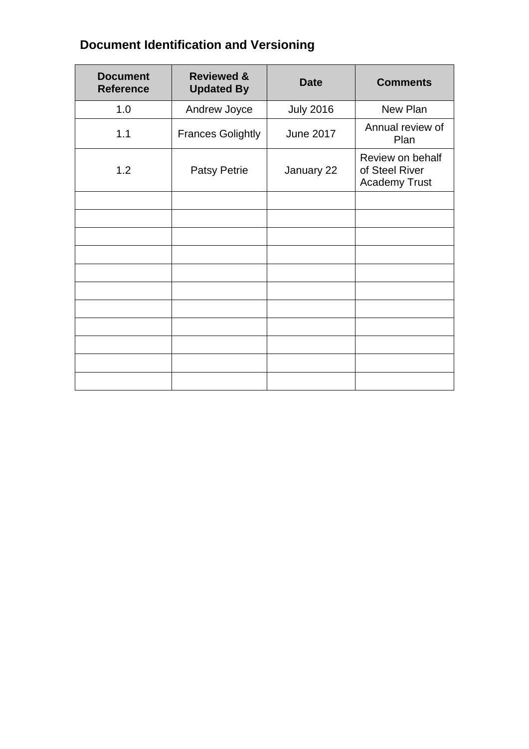## Document Identification and Versioning

| Document Reference | Reviewed & Updated By | Date | Comments |
|---|---|---|---|
| 1.0 | Andrew Joyce | July 2016 | New Plan |
| 1.1 | Frances Golightly | June 2017 | Annual review of Plan |
| 1.2 | Patsy Petrie | January 22 | Review on behalf of Steel River Academy Trust |
| | | | |
| | | | |
| | | | |
| | | | |
| | | | |
| | | | |
| | | | |
| | | | |
| | | | |
| | | | |
| | | | |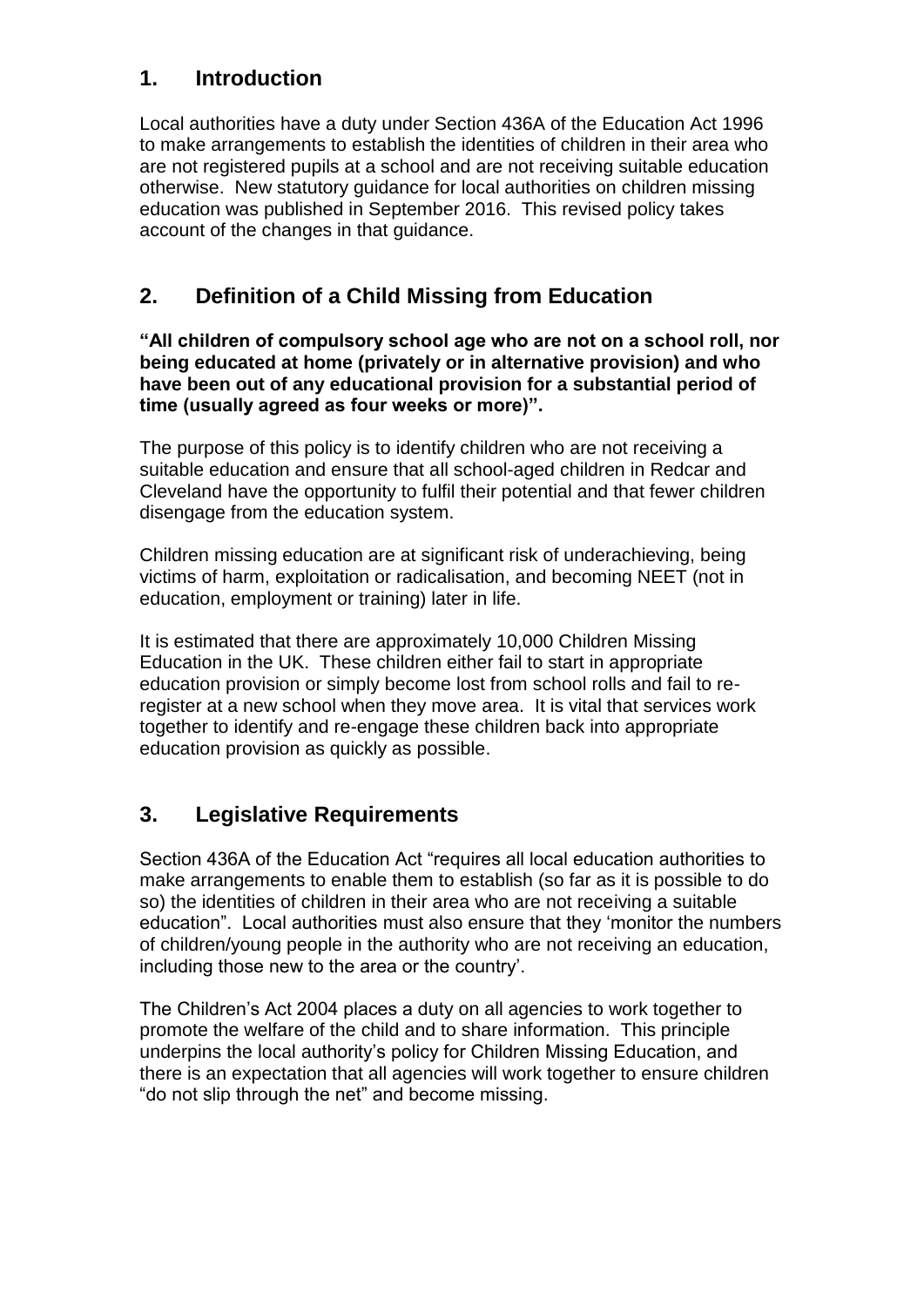## 1. Introduction

Local authorities have a duty under Section 436A of the Education Act 1996 to make arrangements to establish the identities of children in their area who are not registered pupils at a school and are not receiving suitable education otherwise. New statutory guidance for local authorities on children missing education was published in September 2016. This revised policy takes account of the changes in that guidance.

## 2. Definition of a Child Missing from Education

**"All children of compulsory school age who are not on a school roll, nor being educated at home (privately or in alternative provision) and who have been out of any educational provision for a substantial period of time (usually agreed as four weeks or more)".**

The purpose of this policy is to identify children who are not receiving a suitable education and ensure that all school-aged children in Redcar and Cleveland have the opportunity to fulfil their potential and that fewer children disengage from the education system.

Children missing education are at significant risk of underachieving, being victims of harm, exploitation or radicalisation, and becoming NEET (not in education, employment or training) later in life.

It is estimated that there are approximately 10,000 Children Missing Education in the UK. These children either fail to start in appropriate education provision or simply become lost from school rolls and fail to re-register at a new school when they move area. It is vital that services work together to identify and re-engage these children back into appropriate education provision as quickly as possible.

## 3. Legislative Requirements

Section 436A of the Education Act "requires all local education authorities to make arrangements to enable them to establish (so far as it is possible to do so) the identities of children in their area who are not receiving a suitable education". Local authorities must also ensure that they 'monitor the numbers of children/young people in the authority who are not receiving an education, including those new to the area or the country'.

The Children's Act 2004 places a duty on all agencies to work together to promote the welfare of the child and to share information. This principle underpins the local authority's policy for Children Missing Education, and there is an expectation that all agencies will work together to ensure children "do not slip through the net" and become missing.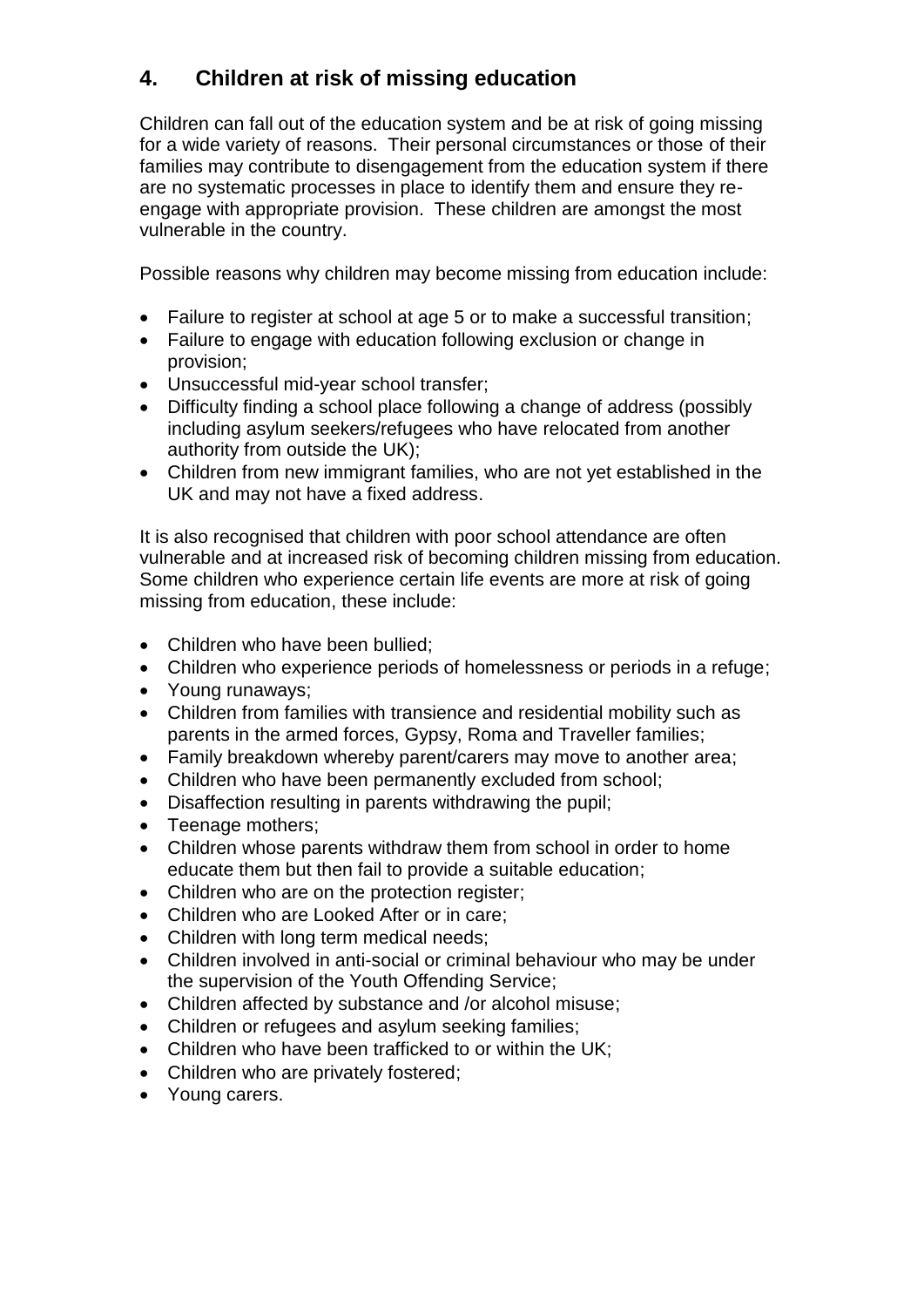## 4. Children at risk of missing education

Children can fall out of the education system and be at risk of going missing for a wide variety of reasons. Their personal circumstances or those of their families may contribute to disengagement from the education system if there are no systematic processes in place to identify them and ensure they re-engage with appropriate provision. These children are amongst the most vulnerable in the country.

Possible reasons why children may become missing from education include:

- Failure to register at school at age 5 or to make a successful transition;
- Failure to engage with education following exclusion or change in provision;
- Unsuccessful mid-year school transfer;
- Difficulty finding a school place following a change of address (possibly including asylum seekers/refugees who have relocated from another authority from outside the UK);
- Children from new immigrant families, who are not yet established in the UK and may not have a fixed address.

It is also recognised that children with poor school attendance are often vulnerable and at increased risk of becoming children missing from education. Some children who experience certain life events are more at risk of going missing from education, these include:

- Children who have been bullied;
- Children who experience periods of homelessness or periods in a refuge;
- Young runaways;
- Children from families with transience and residential mobility such as parents in the armed forces, Gypsy, Roma and Traveller families;
- Family breakdown whereby parent/carers may move to another area;
- Children who have been permanently excluded from school;
- Disaffection resulting in parents withdrawing the pupil;
- Teenage mothers;
- Children whose parents withdraw them from school in order to home educate them but then fail to provide a suitable education;
- Children who are on the protection register;
- Children who are Looked After or in care;
- Children with long term medical needs;
- Children involved in anti-social or criminal behaviour who may be under the supervision of the Youth Offending Service;
- Children affected by substance and /or alcohol misuse;
- Children or refugees and asylum seeking families;
- Children who have been trafficked to or within the UK;
- Children who are privately fostered;
- Young carers.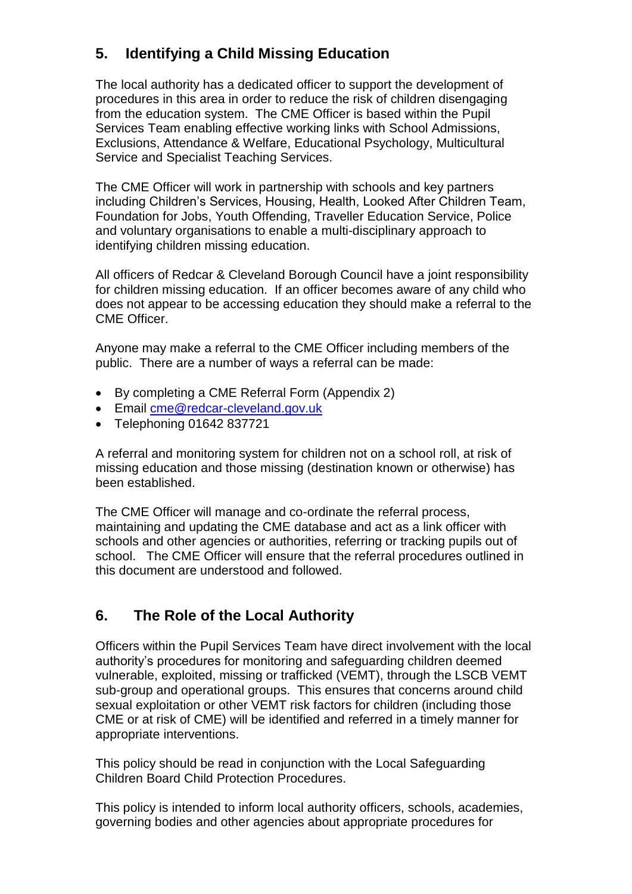## 5. Identifying a Child Missing Education

The local authority has a dedicated officer to support the development of procedures in this area in order to reduce the risk of children disengaging from the education system. The CME Officer is based within the Pupil Services Team enabling effective working links with School Admissions, Exclusions, Attendance & Welfare, Educational Psychology, Multicultural Service and Specialist Teaching Services.

The CME Officer will work in partnership with schools and key partners including Children's Services, Housing, Health, Looked After Children Team, Foundation for Jobs, Youth Offending, Traveller Education Service, Police and voluntary organisations to enable a multi-disciplinary approach to identifying children missing education.

All officers of Redcar & Cleveland Borough Council have a joint responsibility for children missing education. If an officer becomes aware of any child who does not appear to be accessing education they should make a referral to the CME Officer.

Anyone may make a referral to the CME Officer including members of the public. There are a number of ways a referral can be made:

- By completing a CME Referral Form (Appendix 2)
- Email cme@redcar-cleveland.gov.uk
- Telephoning 01642 837721

A referral and monitoring system for children not on a school roll, at risk of missing education and those missing (destination known or otherwise) has been established.

The CME Officer will manage and co-ordinate the referral process, maintaining and updating the CME database and act as a link officer with schools and other agencies or authorities, referring or tracking pupils out of school. The CME Officer will ensure that the referral procedures outlined in this document are understood and followed.

## 6. The Role of the Local Authority

Officers within the Pupil Services Team have direct involvement with the local authority's procedures for monitoring and safeguarding children deemed vulnerable, exploited, missing or trafficked (VEMT), through the LSCB VEMT sub-group and operational groups. This ensures that concerns around child sexual exploitation or other VEMT risk factors for children (including those CME or at risk of CME) will be identified and referred in a timely manner for appropriate interventions.

This policy should be read in conjunction with the Local Safeguarding Children Board Child Protection Procedures.

This policy is intended to inform local authority officers, schools, academies, governing bodies and other agencies about appropriate procedures for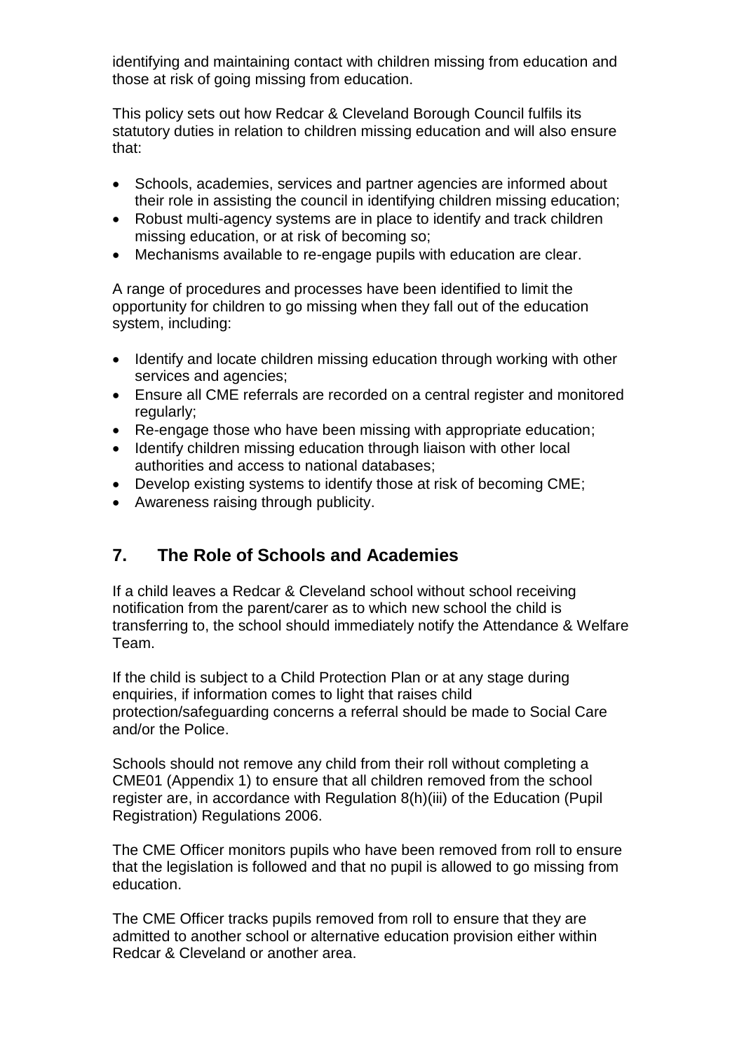identifying and maintaining contact with children missing from education and those at risk of going missing from education.

This policy sets out how Redcar & Cleveland Borough Council fulfils its statutory duties in relation to children missing education and will also ensure that:

- Schools, academies, services and partner agencies are informed about their role in assisting the council in identifying children missing education;
- Robust multi-agency systems are in place to identify and track children missing education, or at risk of becoming so;
- Mechanisms available to re-engage pupils with education are clear.

A range of procedures and processes have been identified to limit the opportunity for children to go missing when they fall out of the education system, including:

- Identify and locate children missing education through working with other services and agencies;
- Ensure all CME referrals are recorded on a central register and monitored regularly;
- Re-engage those who have been missing with appropriate education;
- Identify children missing education through liaison with other local authorities and access to national databases;
- Develop existing systems to identify those at risk of becoming CME;
- Awareness raising through publicity.

## 7. The Role of Schools and Academies

If a child leaves a Redcar & Cleveland school without school receiving notification from the parent/carer as to which new school the child is transferring to, the school should immediately notify the Attendance & Welfare Team.

If the child is subject to a Child Protection Plan or at any stage during enquiries, if information comes to light that raises child protection/safeguarding concerns a referral should be made to Social Care and/or the Police.

Schools should not remove any child from their roll without completing a CME01 (Appendix 1) to ensure that all children removed from the school register are, in accordance with Regulation 8(h)(iii) of the Education (Pupil Registration) Regulations 2006.

The CME Officer monitors pupils who have been removed from roll to ensure that the legislation is followed and that no pupil is allowed to go missing from education.

The CME Officer tracks pupils removed from roll to ensure that they are admitted to another school or alternative education provision either within Redcar & Cleveland or another area.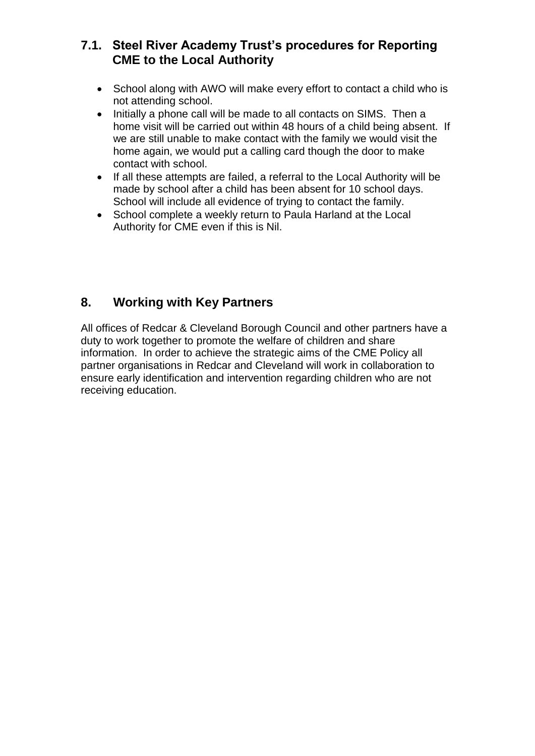## 7.1. Steel River Academy Trust's procedures for Reporting CME to the Local Authority

- School along with AWO will make every effort to contact a child who is not attending school.
- Initially a phone call will be made to all contacts on SIMS. Then a home visit will be carried out within 48 hours of a child being absent. If we are still unable to make contact with the family we would visit the home again, we would put a calling card though the door to make contact with school.
- If all these attempts are failed, a referral to the Local Authority will be made by school after a child has been absent for 10 school days. School will include all evidence of trying to contact the family.
- School complete a weekly return to Paula Harland at the Local Authority for CME even if this is Nil.

## 8. Working with Key Partners

All offices of Redcar & Cleveland Borough Council and other partners have a duty to work together to promote the welfare of children and share information. In order to achieve the strategic aims of the CME Policy all partner organisations in Redcar and Cleveland will work in collaboration to ensure early identification and intervention regarding children who are not receiving education.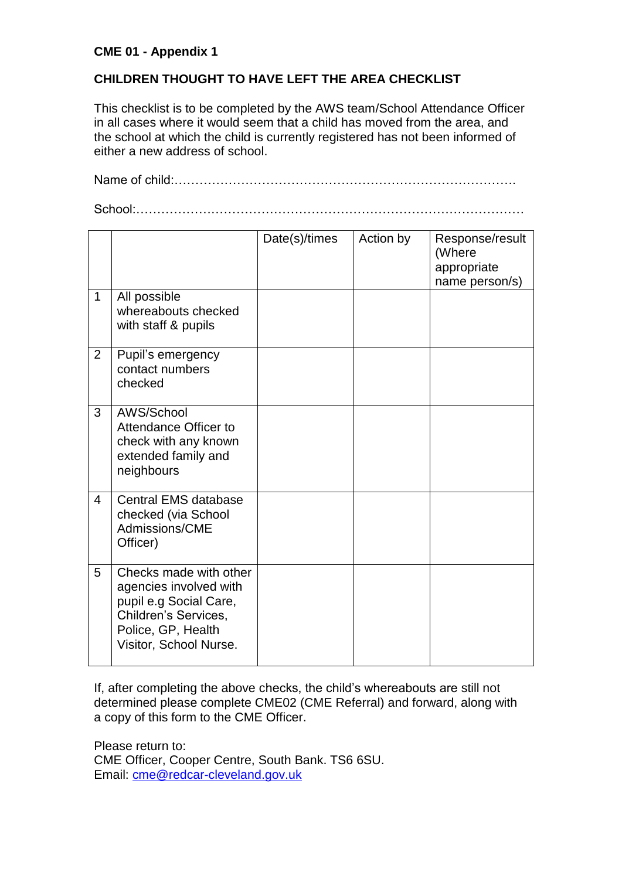**CME 01 - Appendix 1**

**CHILDREN THOUGHT TO HAVE LEFT THE AREA CHECKLIST**

This checklist is to be completed by the AWS team/School Attendance Officer in all cases where it would seem that a child has moved from the area, and the school at which the child is currently registered has not been informed of either a new address of school.

Name of child:……………………………………………………………………….

School:………………………………………………………………………………

| | | Date(s)/times | Action by | Response/result (Where appropriate name person/s) |
|---|---|---|---|---|
| 1 | All possible whereabouts checked with staff & pupils | | | |
| 2 | Pupil's emergency contact numbers checked | | | |
| 3 | AWS/School Attendance Officer to check with any known extended family and neighbours | | | |
| 4 | Central EMS database checked (via School Admissions/CME Officer) | | | |
| 5 | Checks made with other agencies involved with pupil e.g Social Care, Children's Services, Police, GP, Health Visitor, School Nurse. | | | |

If, after completing the above checks, the child's whereabouts are still not determined please complete CME02 (CME Referral) and forward, along with a copy of this form to the CME Officer.

Please return to:
CME Officer, Cooper Centre, South Bank. TS6 6SU.
Email: cme@redcar-cleveland.gov.uk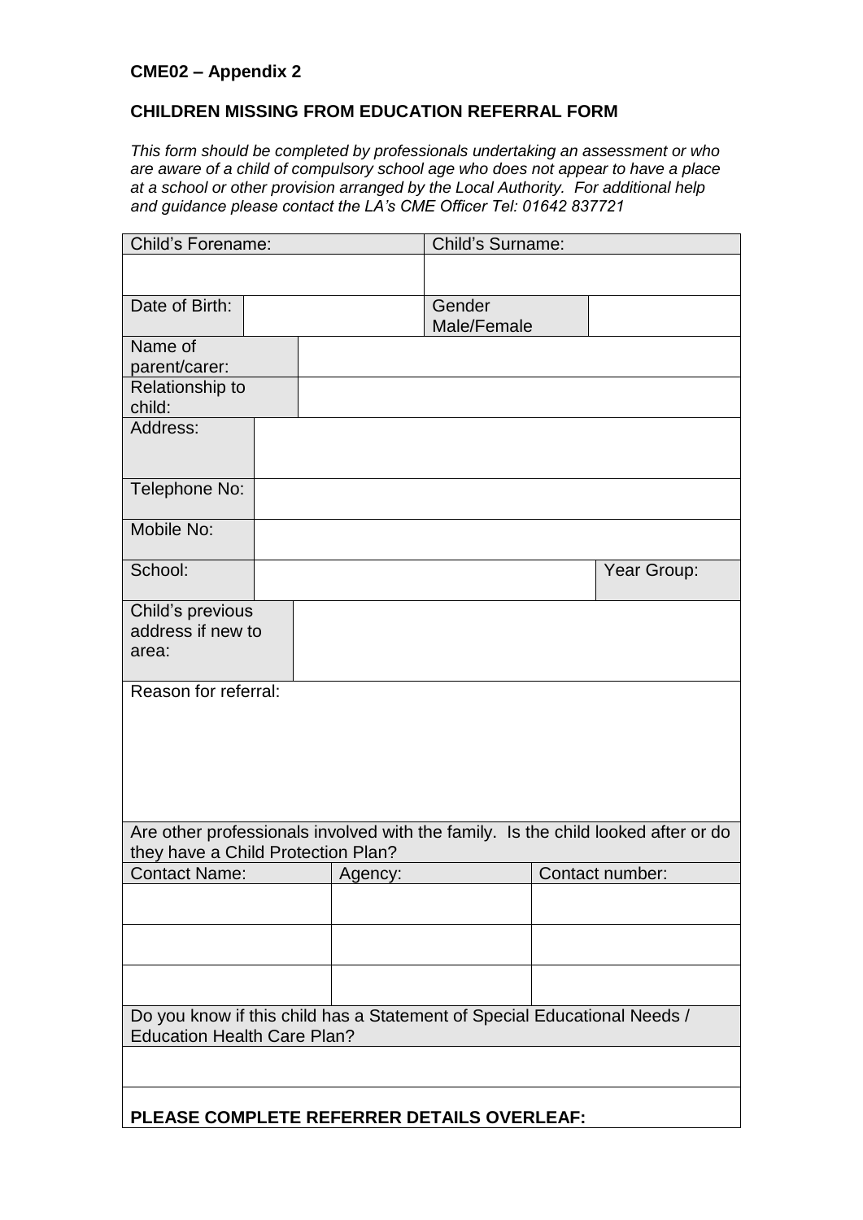**CME02 – Appendix 2**

**CHILDREN MISSING FROM EDUCATION REFERRAL FORM**

*This form should be completed by professionals undertaking an assessment or who are aware of a child of compulsory school age who does not appear to have a place at a school or other provision arranged by the Local Authority. For additional help and guidance please contact the LA's CME Officer Tel: 01642 837721*

| | | | |
|---|---|---|---|
| Child's Forename: | | Child's Surname: | |
| | | | |
| Date of Birth: | | Gender Male/Female | |
| Name of parent/carer: | | | |
| Relationship to child: | | | |
| Address: | | | |
| Telephone No: | | | |
| Mobile No: | | | |
| School: | | Year Group: | |
| Child's previous address if new to area: | | | |
| Reason for referral: | | | |
| Are other professionals involved with the family. Is the child looked after or do they have a Child Protection Plan? | | | |
| Contact Name: | Agency: | Contact number: | |
| | | | |
| | | | |
| | | | |
| Do you know if this child has a Statement of Special Educational Needs / Education Health Care Plan? | | | |
| | | | |

**PLEASE COMPLETE REFERRER DETAILS OVERLEAF:**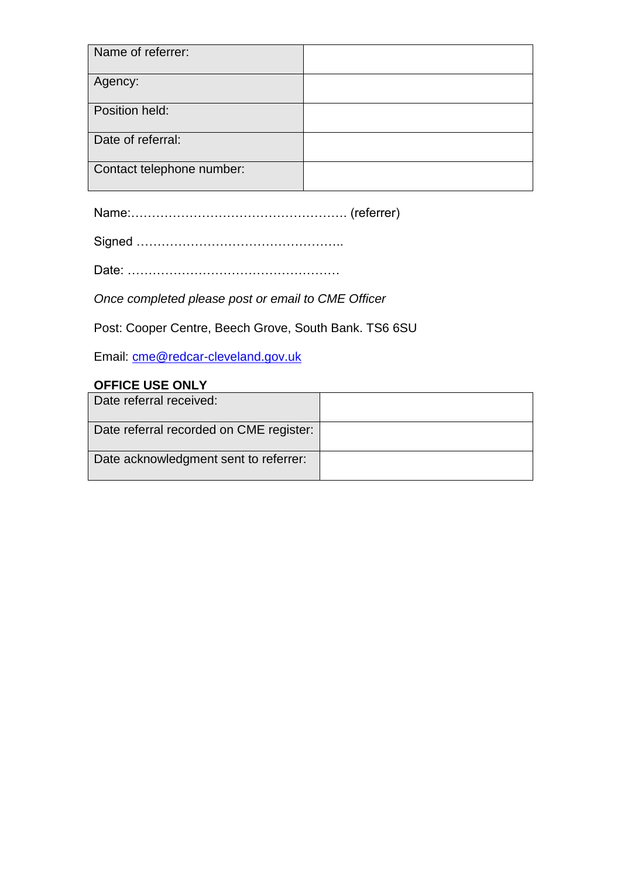| | |
|---|---|
| Name of referrer: | |
| Agency: | |
| Position held: | |
| Date of referral: | |
| Contact telephone number: | |

Name:…………………………………………… (referrer)

Signed …………………………………………..

Date: ……………………………………………

*Once completed please post or email to CME Officer*

Post: Cooper Centre, Beech Grove, South Bank. TS6 6SU

Email: cme@redcar-cleveland.gov.uk

**OFFICE USE ONLY**

| | |
|---|---|
| Date referral received: | |
| Date referral recorded on CME register: | |
| Date acknowledgment sent to referrer: | |